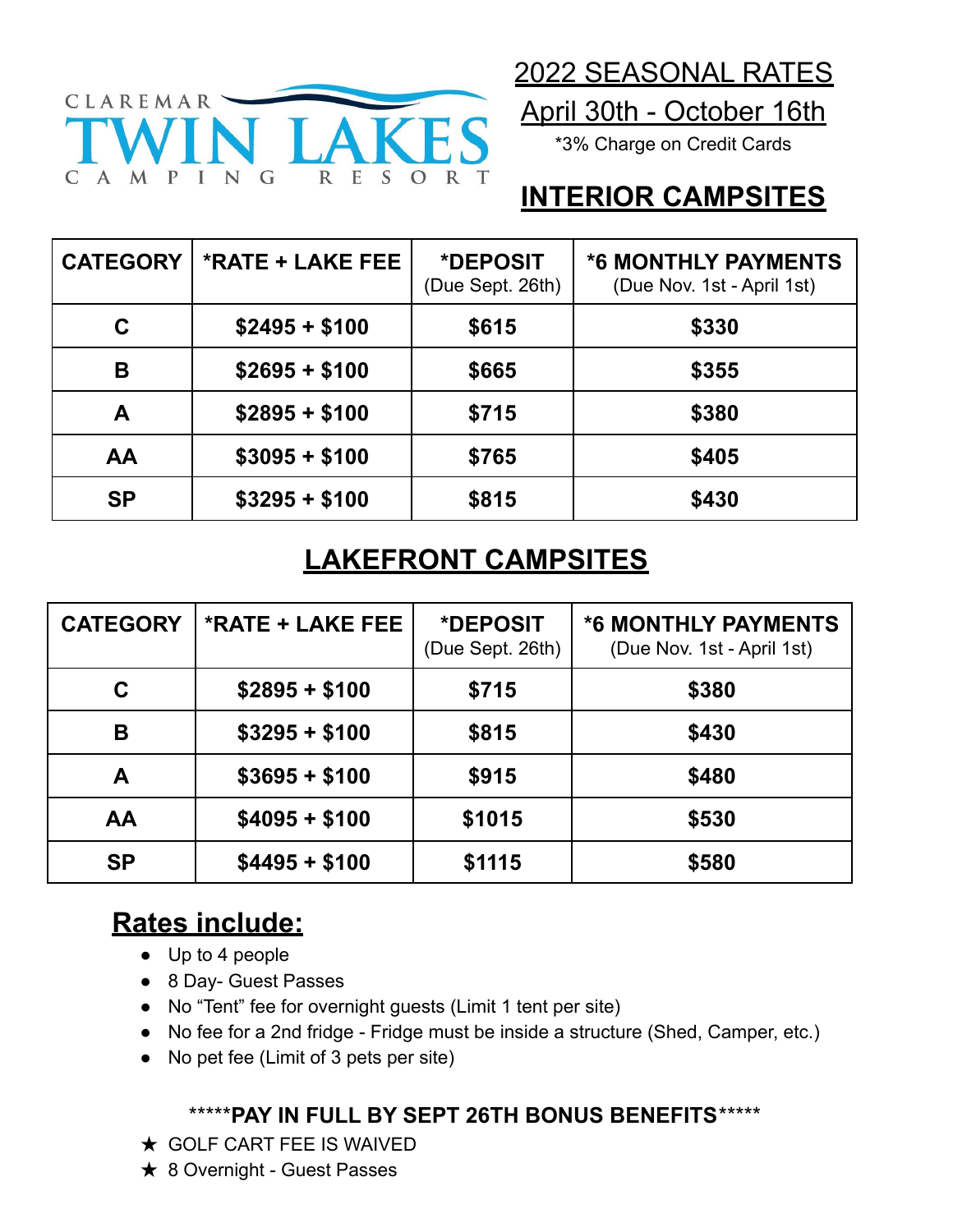CLAREMAR TWIN LAKES CAMPING RESORT

# 2022 SEASONAL RATES

## April 30th - October 16th

*3% Charge on Credit Cards

## INTERIOR CAMPSITES

| CATEGORY | *RATE + LAKE FEE | *DEPOSIT (Due Sept. 26th) | *6 MONTHLY PAYMENTS (Due Nov. 1st - April 1st) |
|---|---|---|---|
| C | $2495 + $100 | $615 | $330 |
| B | $2695 + $100 | $665 | $355 |
| A | $2895 + $100 | $715 | $380 |
| AA | $3095 + $100 | $765 | $405 |
| SP | $3295 + $100 | $815 | $430 |

## LAKEFRONT CAMPSITES

| CATEGORY | *RATE + LAKE FEE | *DEPOSIT (Due Sept. 26th) | *6 MONTHLY PAYMENTS (Due Nov. 1st - April 1st) |
|---|---|---|---|
| C | $2895 + $100 | $715 | $380 |
| B | $3295 + $100 | $815 | $430 |
| A | $3695 + $100 | $915 | $480 |
| AA | $4095 + $100 | $1015 | $530 |
| SP | $4495 + $100 | $1115 | $580 |

## Rates include:

- Up to 4 people
- 8 Day- Guest Passes
- No "Tent" fee for overnight guests (Limit 1 tent per site)
- No fee for a 2nd fridge - Fridge must be inside a structure (Shed, Camper, etc.)
- No pet fee (Limit of 3 pets per site)

*****PAY IN FULL BY SEPT 26TH BONUS BENEFITS*****

★ GOLF CART FEE IS WAIVED

★ 8 Overnight - Guest Passes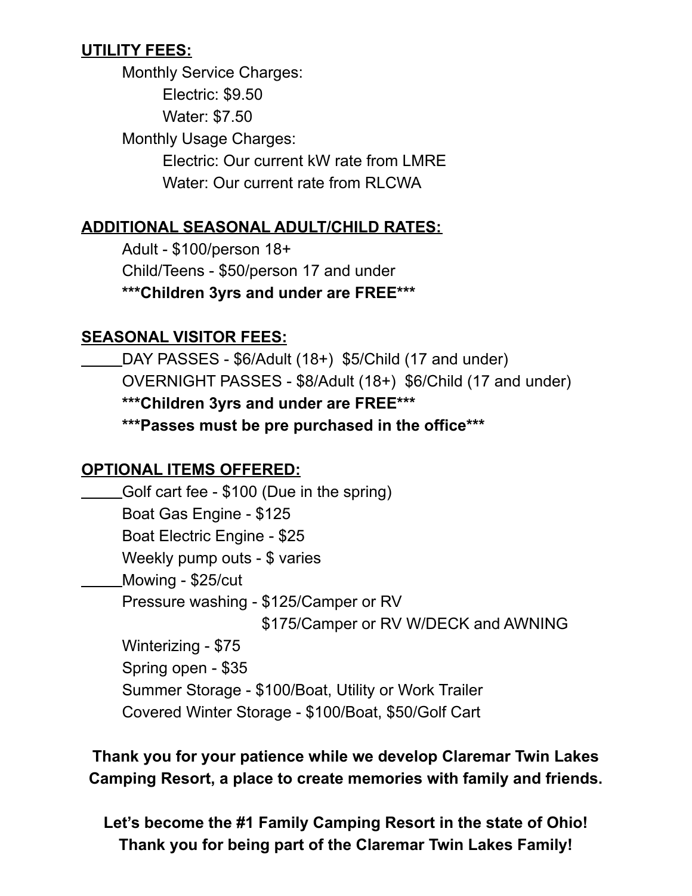**UTILITY FEES:**

Monthly Service Charges:

- Electric: $9.50
- Water: $7.50

Monthly Usage Charges:

- Electric: Our current kW rate from LMRE
- Water: Our current rate from RLCWA

**ADDITIONAL SEASONAL ADULT/CHILD RATES:**

Adult - $100/person 18+

Child/Teens - $50/person 17 and under

**\*\*\*Children 3yrs and under are FREE\*\*\***

**SEASONAL VISITOR FEES:**

_____DAY PASSES - $6/Adult (18+) $5/Child (17 and under)

OVERNIGHT PASSES - $8/Adult (18+) $6/Child (17 and under)

**\*\*\*Children 3yrs and under are FREE\*\*\***

**\*\*\*Passes must be pre purchased in the office\*\*\***

**OPTIONAL ITEMS OFFERED:**

_____Golf cart fee - $100 (Due in the spring)

Boat Gas Engine - $125

Boat Electric Engine - $25

Weekly pump outs - $ varies

_____Mowing - $25/cut

Pressure washing - $125/Camper or RV

$175/Camper or RV W/DECK and AWNING

Winterizing - $75

Spring open - $35

Summer Storage - $100/Boat, Utility or Work Trailer

Covered Winter Storage - $100/Boat, $50/Golf Cart

**Thank you for your patience while we develop Claremar Twin Lakes Camping Resort, a place to create memories with family and friends.**

**Let's become the #1 Family Camping Resort in the state of Ohio!**
**Thank you for being part of the Claremar Twin Lakes Family!**